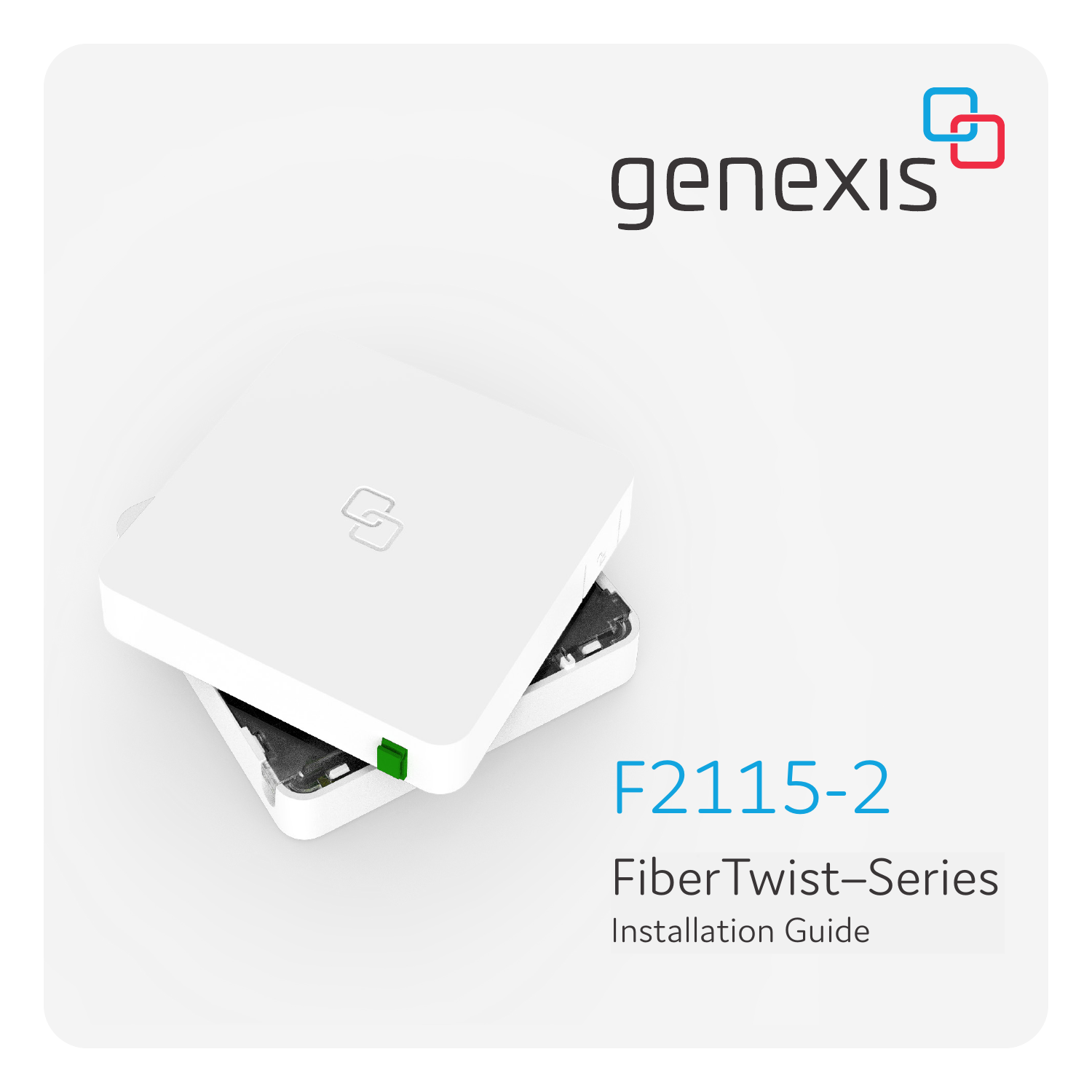genexis

# F2115-2

## FiberTwist–Series

Installation Guide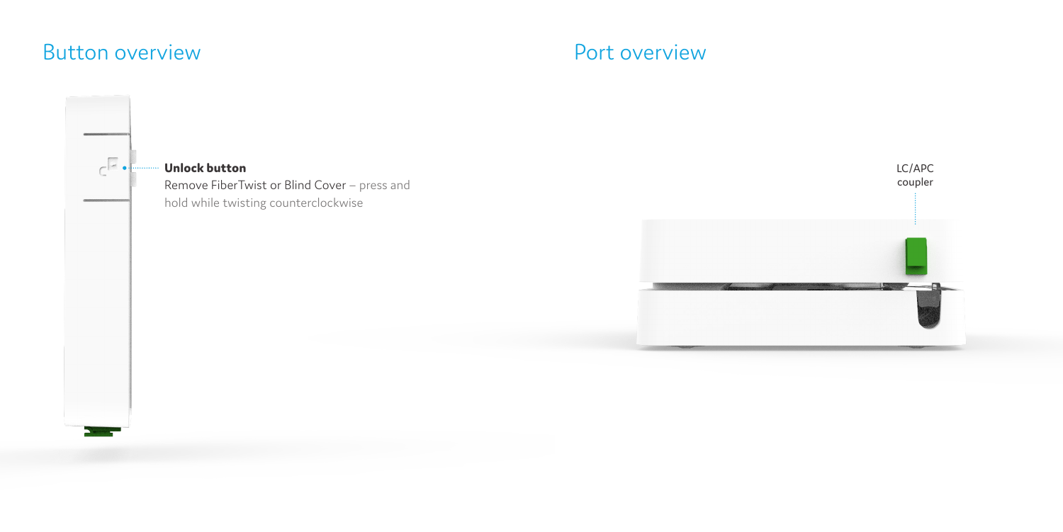## Button overview

**Unlock button**

Remove FiberTwist or Blind Cover – press and hold while twisting counterclockwise

## Port overview

LC/APC coupler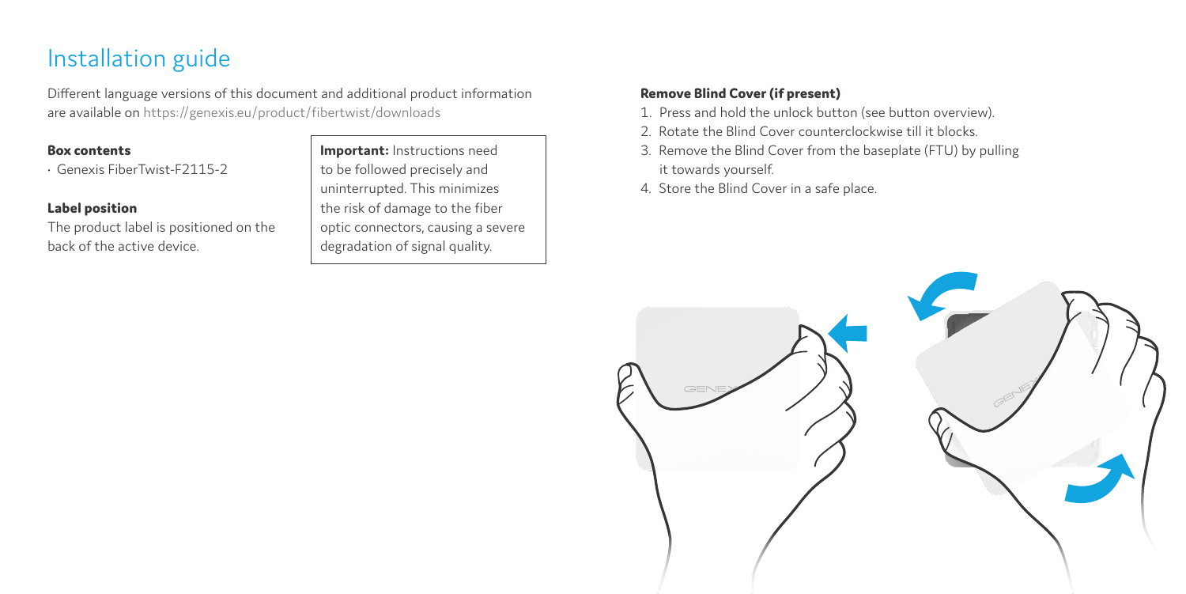# Installation guide

Different language versions of this document and additional product information are available on https://genexis.eu/product/fibertwist/downloads

### Box contents

- Genexis FiberTwist-F2115-2

### Label position

The product label is positioned on the back of the active device.

**Important:** Instructions need to be followed precisely and uninterrupted. This minimizes the risk of damage to the fiber optic connectors, causing a severe degradation of signal quality.

### Remove Blind Cover (if present)

1. Press and hold the unlock button (see button overview).
2. Rotate the Blind Cover counterclockwise till it blocks.
3. Remove the Blind Cover from the baseplate (FTU) by pulling it towards yourself.
4. Store the Blind Cover in a safe place.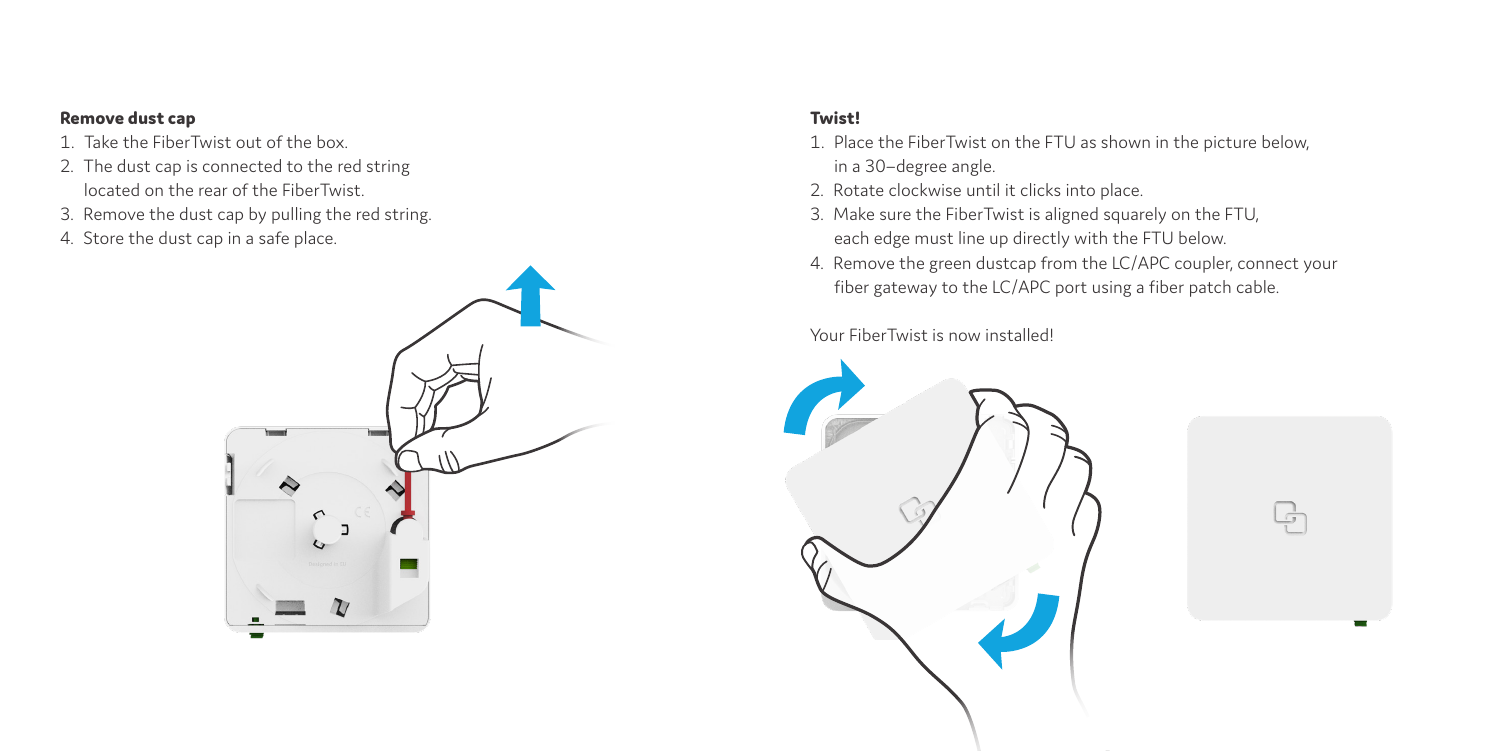**Remove dust cap**

1. Take the FiberTwist out of the box.
2. The dust cap is connected to the red string located on the rear of the FiberTwist.
3. Remove the dust cap by pulling the red string.
4. Store the dust cap in a safe place.

**Twist!**

1. Place the FiberTwist on the FTU as shown in the picture below, in a 30–degree angle.
2. Rotate clockwise until it clicks into place.
3. Make sure the FiberTwist is aligned squarely on the FTU, each edge must line up directly with the FTU below.
4. Remove the green dustcap from the LC/APC coupler, connect your fiber gateway to the LC/APC port using a fiber patch cable.

Your FiberTwist is now installed!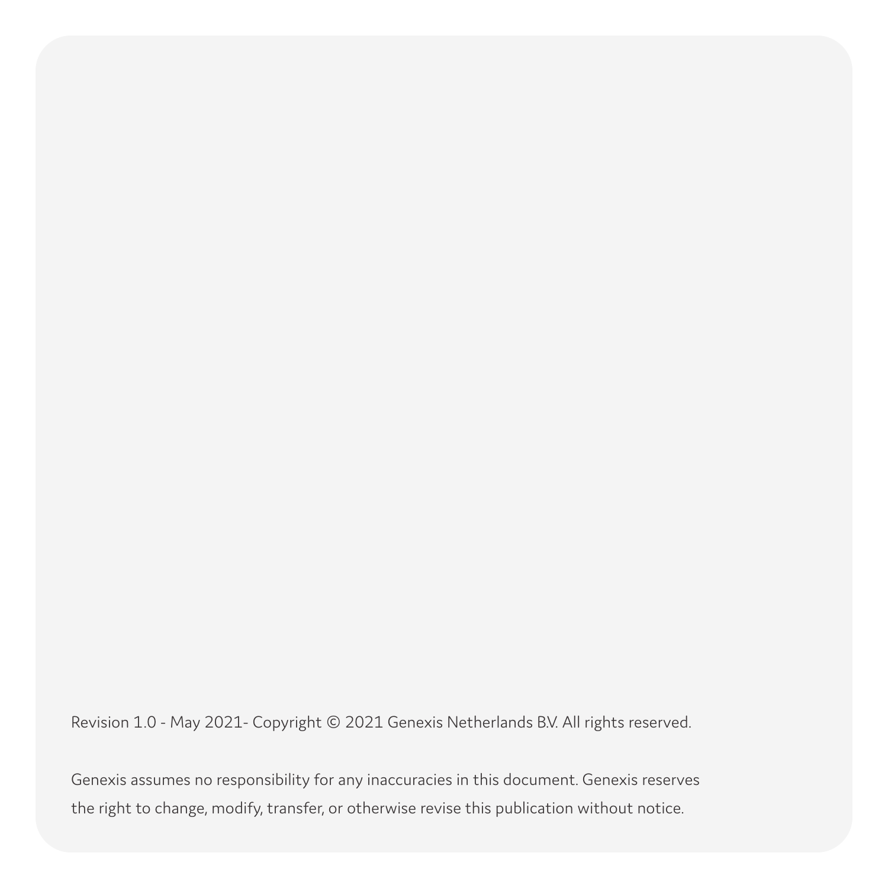Revision 1.0 - May 2021- Copyright © 2021 Genexis Netherlands B.V. All rights reserved.

Genexis assumes no responsibility for any inaccuracies in this document. Genexis reserves the right to change, modify, transfer, or otherwise revise this publication without notice.